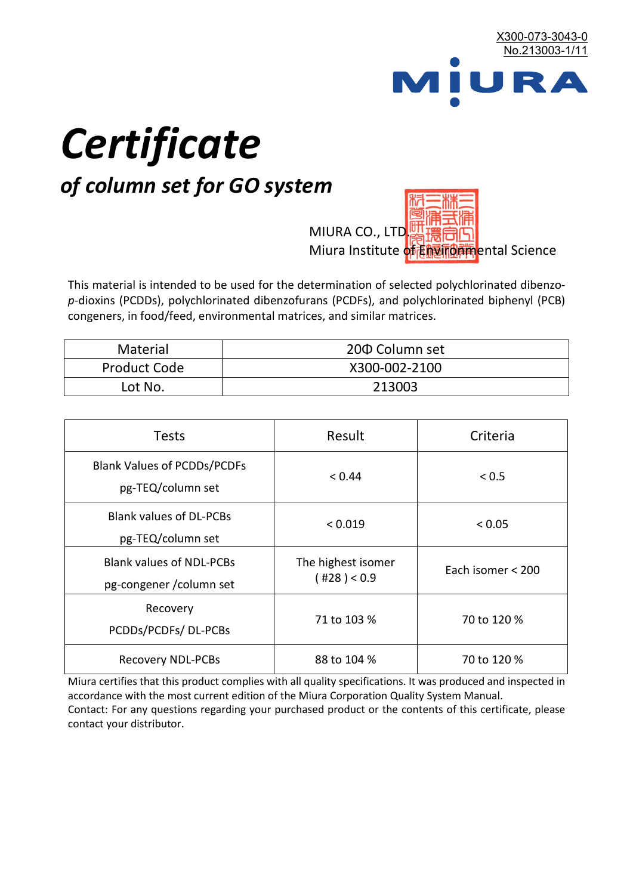X300-073-3043-0
No.213003-1/11

MIURA

# Certificate

## *of column set for GO system*

MIURA CO., LTD.
Miura Institute of Environmental Science

This material is intended to be used for the determination of selected polychlorinated dibenzo-*p*-dioxins (PCDDs), polychlorinated dibenzofurans (PCDFs), and polychlorinated biphenyl (PCB) congeners, in food/feed, environmental matrices, and similar matrices.

| | |
|---|---|
| Material | 20Φ Column set |
| Product Code | X300-002-2100 |
| Lot No. | 213003 |

| Tests | Result | Criteria |
|---|---|---|
| Blank Values of PCDDs/PCDFs pg-TEQ/column set | < 0.44 | < 0.5 |
| Blank values of DL-PCBs pg-TEQ/column set | < 0.019 | < 0.05 |
| Blank values of NDL-PCBs pg-congener /column set | The highest isomer ( #28 ) < 0.9 | Each isomer < 200 |
| Recovery PCDDs/PCDFs/ DL-PCBs | 71 to 103 % | 70 to 120 % |
| Recovery NDL-PCBs | 88 to 104 % | 70 to 120 % |

Miura certifies that this product complies with all quality specifications. It was produced and inspected in accordance with the most current edition of the Miura Corporation Quality System Manual.
Contact: For any questions regarding your purchased product or the contents of this certificate, please contact your distributor.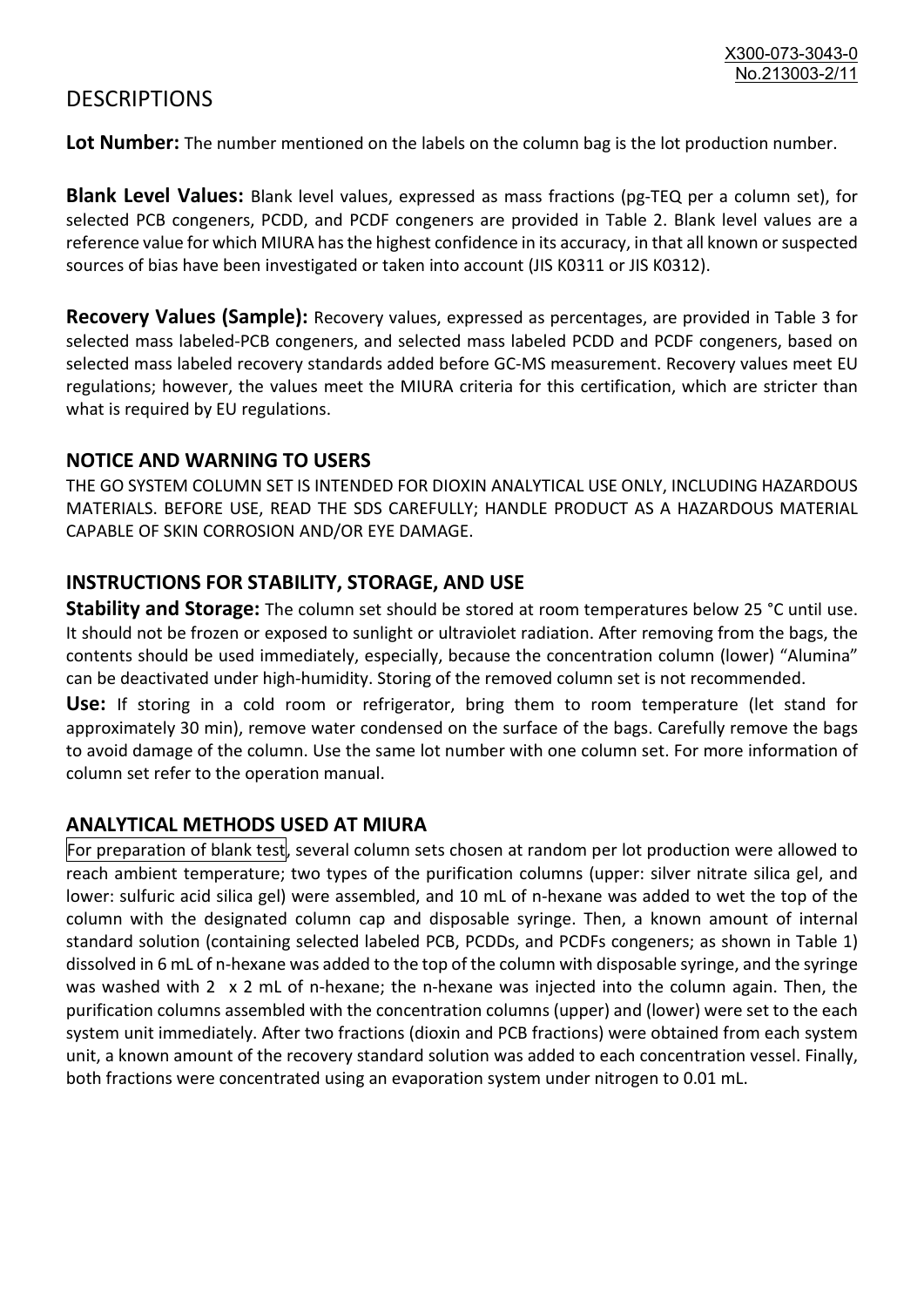# DESCRIPTIONS

**Lot Number:** The number mentioned on the labels on the column bag is the lot production number.

**Blank Level Values:** Blank level values, expressed as mass fractions (pg-TEQ per a column set), for selected PCB congeners, PCDD, and PCDF congeners are provided in Table 2. Blank level values are a reference value for which MIURA has the highest confidence in its accuracy, in that all known or suspected sources of bias have been investigated or taken into account (JIS K0311 or JIS K0312).

**Recovery Values (Sample):** Recovery values, expressed as percentages, are provided in Table 3 for selected mass labeled-PCB congeners, and selected mass labeled PCDD and PCDF congeners, based on selected mass labeled recovery standards added before GC-MS measurement. Recovery values meet EU regulations; however, the values meet the MIURA criteria for this certification, which are stricter than what is required by EU regulations.

## NOTICE AND WARNING TO USERS

THE GO SYSTEM COLUMN SET IS INTENDED FOR DIOXIN ANALYTICAL USE ONLY, INCLUDING HAZARDOUS MATERIALS. BEFORE USE, READ THE SDS CAREFULLY; HANDLE PRODUCT AS A HAZARDOUS MATERIAL CAPABLE OF SKIN CORROSION AND/OR EYE DAMAGE.

## INSTRUCTIONS FOR STABILITY, STORAGE, AND USE

**Stability and Storage:** The column set should be stored at room temperatures below 25 °C until use. It should not be frozen or exposed to sunlight or ultraviolet radiation. After removing from the bags, the contents should be used immediately, especially, because the concentration column (lower) "Alumina" can be deactivated under high-humidity. Storing of the removed column set is not recommended.

**Use:** If storing in a cold room or refrigerator, bring them to room temperature (let stand for approximately 30 min), remove water condensed on the surface of the bags. Carefully remove the bags to avoid damage of the column. Use the same lot number with one column set. For more information of column set refer to the operation manual.

## ANALYTICAL METHODS USED AT MIURA

For preparation of blank test, several column sets chosen at random per lot production were allowed to reach ambient temperature; two types of the purification columns (upper: silver nitrate silica gel, and lower: sulfuric acid silica gel) were assembled, and 10 mL of n-hexane was added to wet the top of the column with the designated column cap and disposable syringe. Then, a known amount of internal standard solution (containing selected labeled PCB, PCDDs, and PCDFs congeners; as shown in Table 1) dissolved in 6 mL of n-hexane was added to the top of the column with disposable syringe, and the syringe was washed with 2 x 2 mL of n-hexane; the n-hexane was injected into the column again. Then, the purification columns assembled with the concentration columns (upper) and (lower) were set to the each system unit immediately. After two fractions (dioxin and PCB fractions) were obtained from each system unit, a known amount of the recovery standard solution was added to each concentration vessel. Finally, both fractions were concentrated using an evaporation system under nitrogen to 0.01 mL.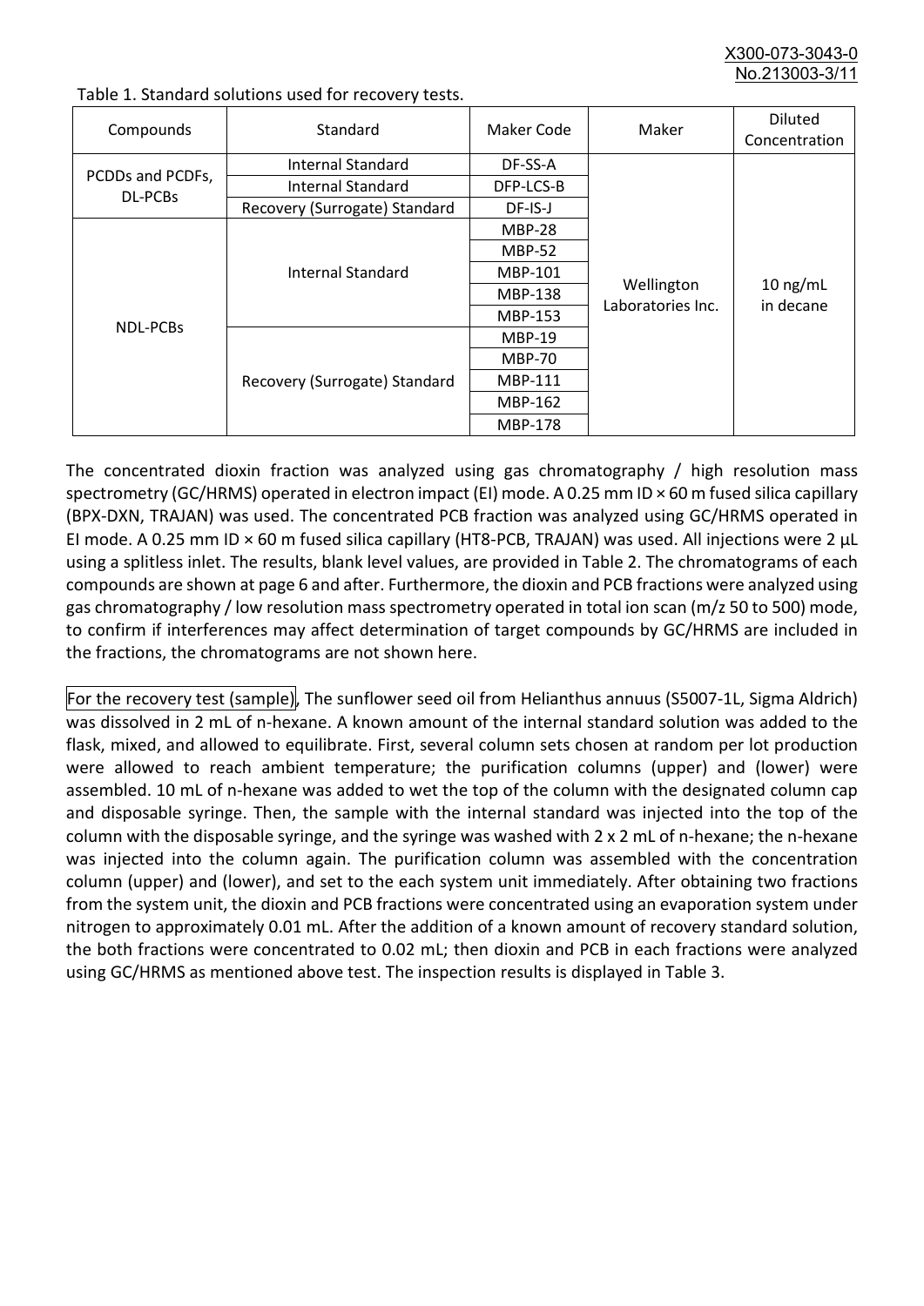Table 1. Standard solutions used for recovery tests.

| Compounds | Standard | Maker Code | Maker | Diluted Concentration |
| --- | --- | --- | --- | --- |
| PCDDs and PCDFs, DL-PCBs | Internal Standard | DF-SS-A | Wellington Laboratories Inc. | 10 ng/mL in decane |
| | Internal Standard | DFP-LCS-B | | |
| | Recovery (Surrogate) Standard | DF-IS-J | | |
| NDL-PCBs | Internal Standard | MBP-28 | | |
| | | MBP-52 | | |
| | | MBP-101 | | |
| | | MBP-138 | | |
| | | MBP-153 | | |
| | Recovery (Surrogate) Standard | MBP-19 | | |
| | | MBP-70 | | |
| | | MBP-111 | | |
| | | MBP-162 | | |
| | | MBP-178 | | |

The concentrated dioxin fraction was analyzed using gas chromatography / high resolution mass spectrometry (GC/HRMS) operated in electron impact (EI) mode. A 0.25 mm ID × 60 m fused silica capillary (BPX-DXN, TRAJAN) was used. The concentrated PCB fraction was analyzed using GC/HRMS operated in EI mode. A 0.25 mm ID × 60 m fused silica capillary (HT8-PCB, TRAJAN) was used. All injections were 2 μL using a splitless inlet. The results, blank level values, are provided in Table 2. The chromatograms of each compounds are shown at page 6 and after. Furthermore, the dioxin and PCB fractions were analyzed using gas chromatography / low resolution mass spectrometry operated in total ion scan (m/z 50 to 500) mode, to confirm if interferences may affect determination of target compounds by GC/HRMS are included in the fractions, the chromatograms are not shown here.

For the recovery test (sample), The sunflower seed oil from Helianthus annuus (S5007-1L, Sigma Aldrich) was dissolved in 2 mL of n-hexane. A known amount of the internal standard solution was added to the flask, mixed, and allowed to equilibrate. First, several column sets chosen at random per lot production were allowed to reach ambient temperature; the purification columns (upper) and (lower) were assembled. 10 mL of n-hexane was added to wet the top of the column with the designated column cap and disposable syringe. Then, the sample with the internal standard was injected into the top of the column with the disposable syringe, and the syringe was washed with 2 x 2 mL of n-hexane; the n-hexane was injected into the column again. The purification column was assembled with the concentration column (upper) and (lower), and set to the each system unit immediately. After obtaining two fractions from the system unit, the dioxin and PCB fractions were concentrated using an evaporation system under nitrogen to approximately 0.01 mL. After the addition of a known amount of recovery standard solution, the both fractions were concentrated to 0.02 mL; then dioxin and PCB in each fractions were analyzed using GC/HRMS as mentioned above test. The inspection results is displayed in Table 3.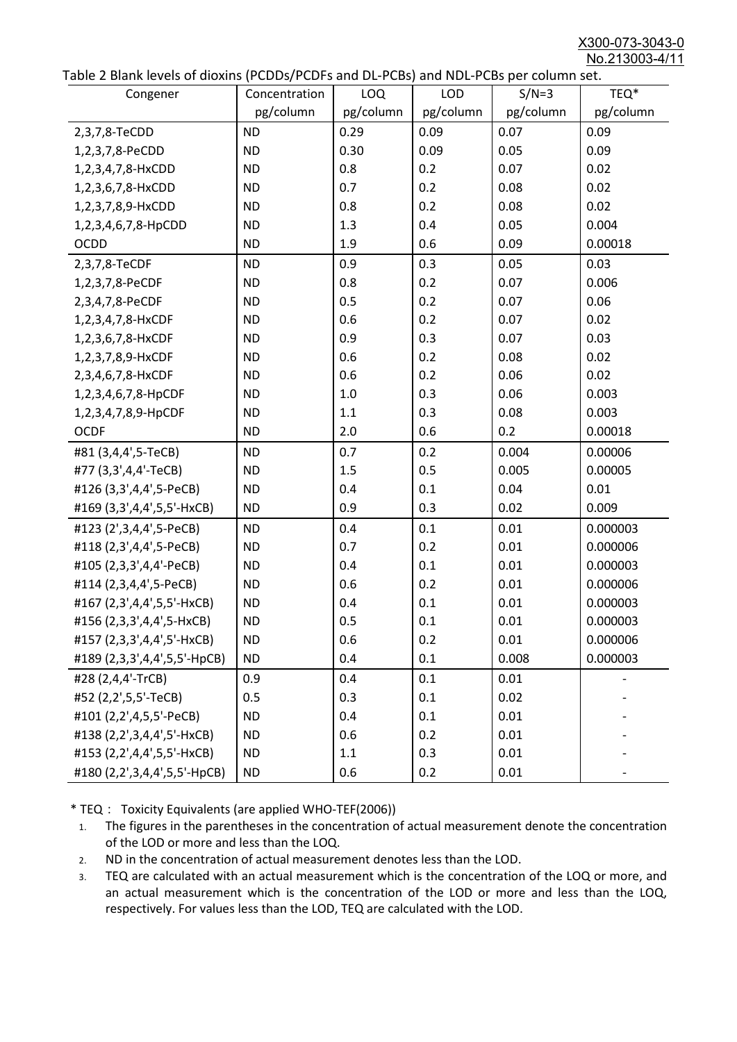Table 2 Blank levels of dioxins (PCDDs/PCDFs and DL-PCBs) and NDL-PCBs per column set.

| Congener | Concentration pg/column | LOQ pg/column | LOD pg/column | S/N=3 pg/column | TEQ* pg/column |
|---|---|---|---|---|---|
| 2,3,7,8-TeCDD | ND | 0.29 | 0.09 | 0.07 | 0.09 |
| 1,2,3,7,8-PeCDD | ND | 0.30 | 0.09 | 0.05 | 0.09 |
| 1,2,3,4,7,8-HxCDD | ND | 0.8 | 0.2 | 0.07 | 0.02 |
| 1,2,3,6,7,8-HxCDD | ND | 0.7 | 0.2 | 0.08 | 0.02 |
| 1,2,3,7,8,9-HxCDD | ND | 0.8 | 0.2 | 0.08 | 0.02 |
| 1,2,3,4,6,7,8-HpCDD | ND | 1.3 | 0.4 | 0.05 | 0.004 |
| OCDD | ND | 1.9 | 0.6 | 0.09 | 0.00018 |
| 2,3,7,8-TeCDF | ND | 0.9 | 0.3 | 0.05 | 0.03 |
| 1,2,3,7,8-PeCDF | ND | 0.8 | 0.2 | 0.07 | 0.006 |
| 2,3,4,7,8-PeCDF | ND | 0.5 | 0.2 | 0.07 | 0.06 |
| 1,2,3,4,7,8-HxCDF | ND | 0.6 | 0.2 | 0.07 | 0.02 |
| 1,2,3,6,7,8-HxCDF | ND | 0.9 | 0.3 | 0.07 | 0.03 |
| 1,2,3,7,8,9-HxCDF | ND | 0.6 | 0.2 | 0.08 | 0.02 |
| 2,3,4,6,7,8-HxCDF | ND | 0.6 | 0.2 | 0.06 | 0.02 |
| 1,2,3,4,6,7,8-HpCDF | ND | 1.0 | 0.3 | 0.06 | 0.003 |
| 1,2,3,4,7,8,9-HpCDF | ND | 1.1 | 0.3 | 0.08 | 0.003 |
| OCDF | ND | 2.0 | 0.6 | 0.2 | 0.00018 |
| #81 (3,4,4',5-TeCB) | ND | 0.7 | 0.2 | 0.004 | 0.00006 |
| #77 (3,3',4,4'-TeCB) | ND | 1.5 | 0.5 | 0.005 | 0.00005 |
| #126 (3,3',4,4',5-PeCB) | ND | 0.4 | 0.1 | 0.04 | 0.01 |
| #169 (3,3',4,4',5,5'-HxCB) | ND | 0.9 | 0.3 | 0.02 | 0.009 |
| #123 (2',3,4,4',5-PeCB) | ND | 0.4 | 0.1 | 0.01 | 0.000003 |
| #118 (2,3',4,4',5-PeCB) | ND | 0.7 | 0.2 | 0.01 | 0.000006 |
| #105 (2,3,3',4,4'-PeCB) | ND | 0.4 | 0.1 | 0.01 | 0.000003 |
| #114 (2,3,4,4',5-PeCB) | ND | 0.6 | 0.2 | 0.01 | 0.000006 |
| #167 (2,3',4,4',5,5'-HxCB) | ND | 0.4 | 0.1 | 0.01 | 0.000003 |
| #156 (2,3,3',4,4',5-HxCB) | ND | 0.5 | 0.1 | 0.01 | 0.000003 |
| #157 (2,3,3',4,4',5'-HxCB) | ND | 0.6 | 0.2 | 0.01 | 0.000006 |
| #189 (2,3,3',4,4',5,5'-HpCB) | ND | 0.4 | 0.1 | 0.008 | 0.000003 |
| #28 (2,4,4'-TrCB) | 0.9 | 0.4 | 0.1 | 0.01 | - |
| #52 (2,2',5,5'-TeCB) | 0.5 | 0.3 | 0.1 | 0.02 | - |
| #101 (2,2',4,5,5'-PeCB) | ND | 0.4 | 0.1 | 0.01 | - |
| #138 (2,2',3,4,4',5'-HxCB) | ND | 0.6 | 0.2 | 0.01 | - |
| #153 (2,2',4,4',5,5'-HxCB) | ND | 1.1 | 0.3 | 0.01 | - |
| #180 (2,2',3,4,4',5,5'-HpCB) | ND | 0.6 | 0.2 | 0.01 | - |

* TEQ： Toxicity Equivalents (are applied WHO-TEF(2006))

1. The figures in the parentheses in the concentration of actual measurement denote the concentration of the LOD or more and less than the LOQ.
2. ND in the concentration of actual measurement denotes less than the LOD.
3. TEQ are calculated with an actual measurement which is the concentration of the LOQ or more, and an actual measurement which is the concentration of the LOD or more and less than the LOQ, respectively. For values less than the LOD, TEQ are calculated with the LOD.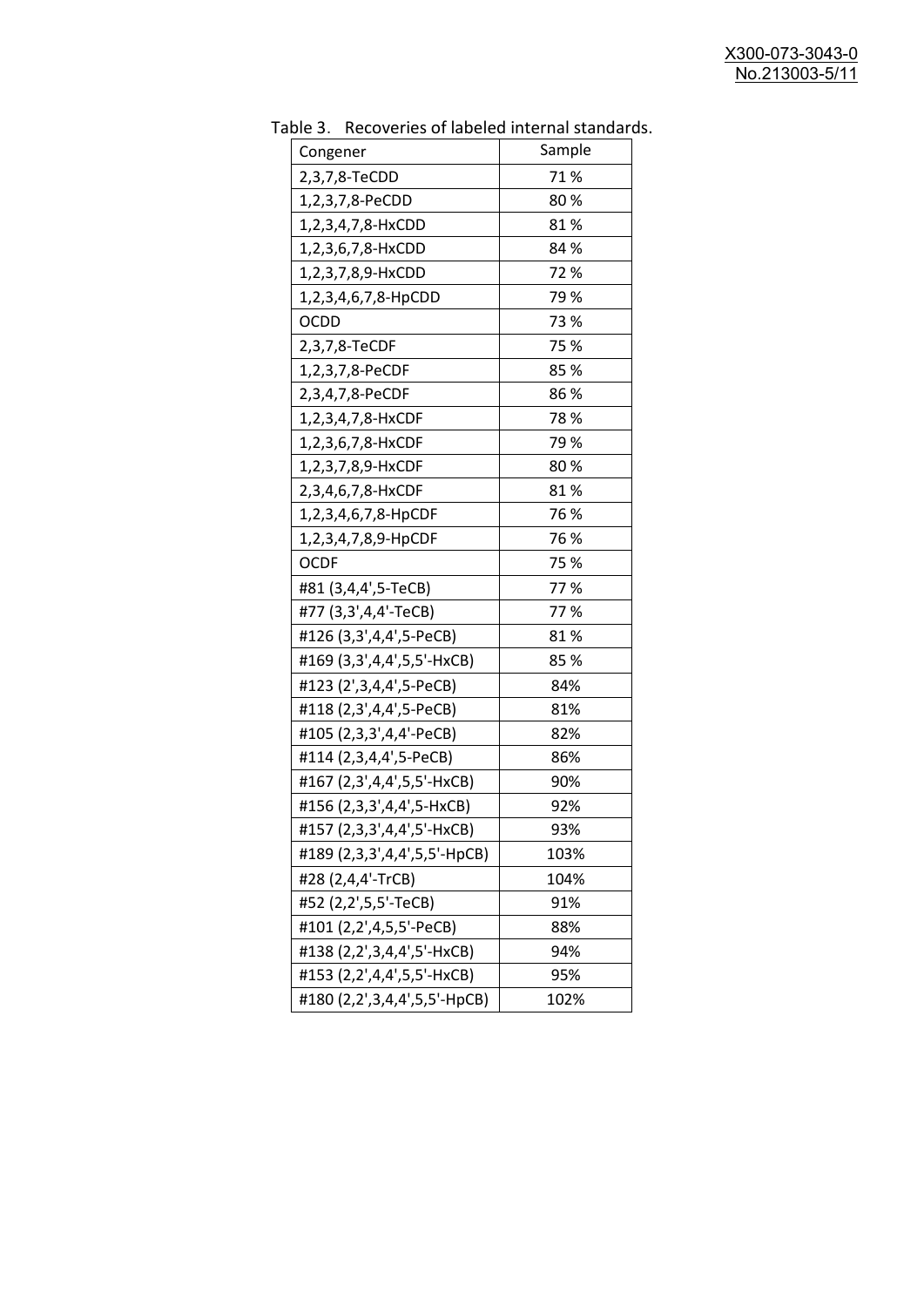Table 3. Recoveries of labeled internal standards.

| Congener | Sample |
|---|---|
| 2,3,7,8-TeCDD | 71 % |
| 1,2,3,7,8-PeCDD | 80 % |
| 1,2,3,4,7,8-HxCDD | 81 % |
| 1,2,3,6,7,8-HxCDD | 84 % |
| 1,2,3,7,8,9-HxCDD | 72 % |
| 1,2,3,4,6,7,8-HpCDD | 79 % |
| OCDD | 73 % |
| 2,3,7,8-TeCDF | 75 % |
| 1,2,3,7,8-PeCDF | 85 % |
| 2,3,4,7,8-PeCDF | 86 % |
| 1,2,3,4,7,8-HxCDF | 78 % |
| 1,2,3,6,7,8-HxCDF | 79 % |
| 1,2,3,7,8,9-HxCDF | 80 % |
| 2,3,4,6,7,8-HxCDF | 81 % |
| 1,2,3,4,6,7,8-HpCDF | 76 % |
| 1,2,3,4,7,8,9-HpCDF | 76 % |
| OCDF | 75 % |
| #81 (3,4,4',5-TeCB) | 77 % |
| #77 (3,3',4,4'-TeCB) | 77 % |
| #126 (3,3',4,4',5-PeCB) | 81 % |
| #169 (3,3',4,4',5,5'-HxCB) | 85 % |
| #123 (2',3,4,4',5-PeCB) | 84% |
| #118 (2,3',4,4',5-PeCB) | 81% |
| #105 (2,3,3',4,4'-PeCB) | 82% |
| #114 (2,3,4,4',5-PeCB) | 86% |
| #167 (2,3',4,4',5,5'-HxCB) | 90% |
| #156 (2,3,3',4,4',5-HxCB) | 92% |
| #157 (2,3,3',4,4',5'-HxCB) | 93% |
| #189 (2,3,3',4,4',5,5'-HpCB) | 103% |
| #28 (2,4,4'-TrCB) | 104% |
| #52 (2,2',5,5'-TeCB) | 91% |
| #101 (2,2',4,5,5'-PeCB) | 88% |
| #138 (2,2',3,4,4',5'-HxCB) | 94% |
| #153 (2,2',4,4',5,5'-HxCB) | 95% |
| #180 (2,2',3,4,4',5,5'-HpCB) | 102% |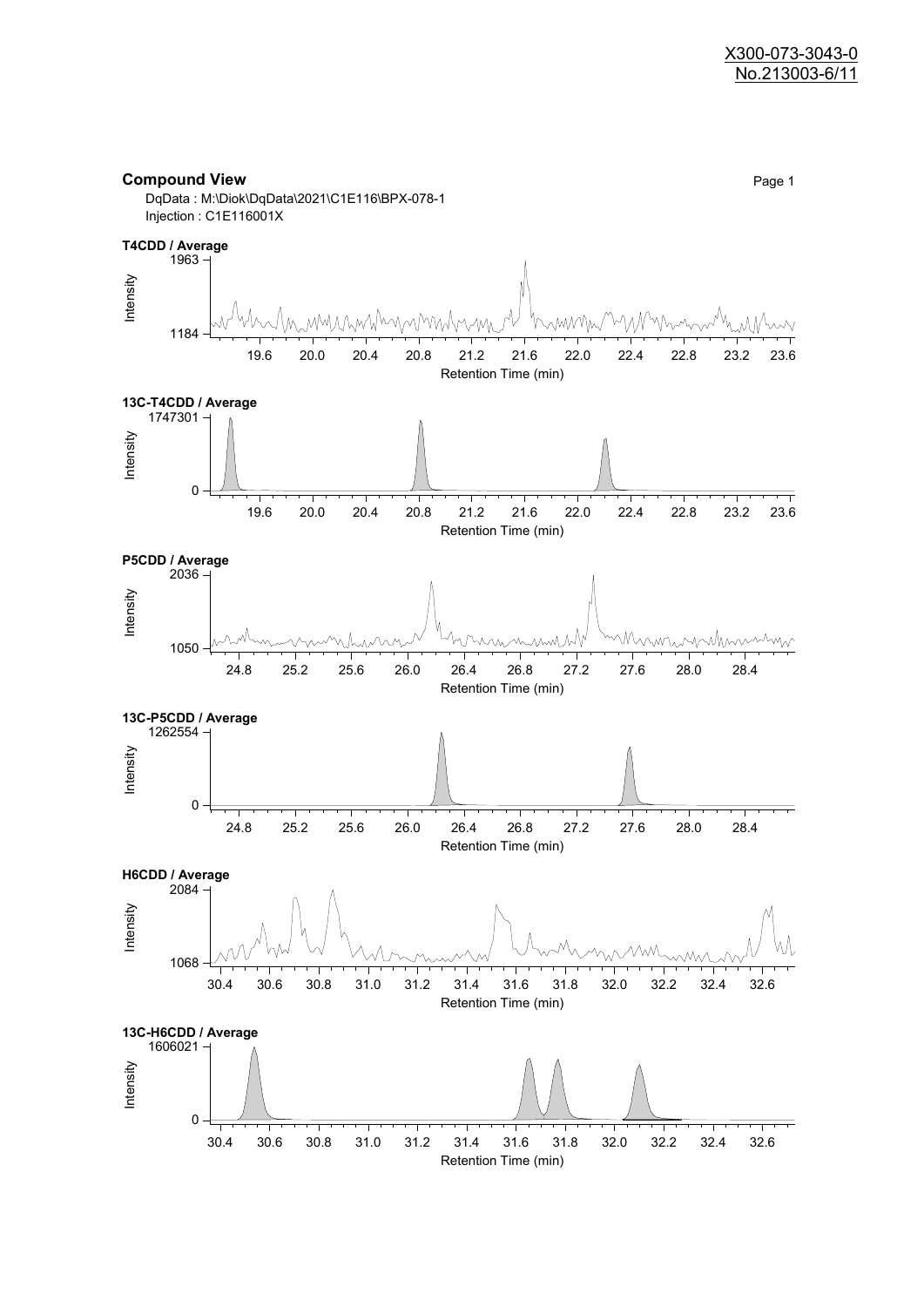X300-073-3043-0
No.213003-6/11

**Compound View**

Page 1

DqData : M:\Diok\DqData\2021\C1E116\BPX-078-1
Injection : C1E116001X

**T4CDD / Average**

Intensity
1963
1184
19.6 20.0 20.4 20.8 21.2 21.6 22.0 22.4 22.8 23.2 23.6
Retention Time (min)

**13C-T4CDD / Average**

Intensity
1747301
0
19.6 20.0 20.4 20.8 21.2 21.6 22.0 22.4 22.8 23.2 23.6
Retention Time (min)

**P5CDD / Average**

Intensity
2036
1050
24.8 25.2 25.6 26.0 26.4 26.8 27.2 27.6 28.0 28.4
Retention Time (min)

**13C-P5CDD / Average**

Intensity
1262554
0
24.8 25.2 25.6 26.0 26.4 26.8 27.2 27.6 28.0 28.4
Retention Time (min)

**H6CDD / Average**

Intensity
2084
1068
30.4 30.6 30.8 31.0 31.2 31.4 31.6 31.8 32.0 32.2 32.4 32.6
Retention Time (min)

**13C-H6CDD / Average**

Intensity
1606021
0
30.4 30.6 30.8 31.0 31.2 31.4 31.6 31.8 32.0 32.2 32.4 32.6
Retention Time (min)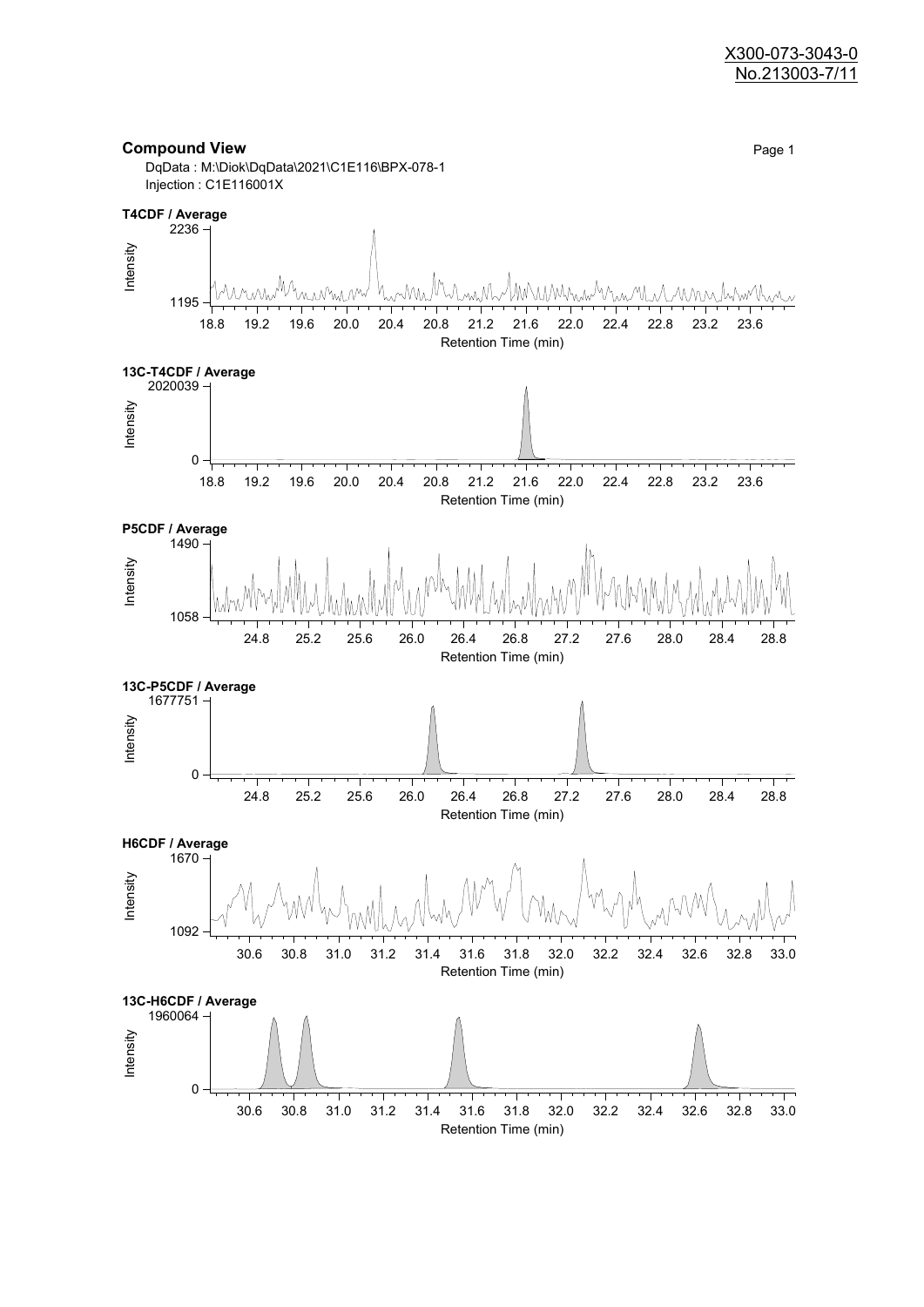X300-073-3043-0
No.213003-7/11

## Compound View

DqData : M:\Diok\DqData\2021\C1E116\BPX-078-1
Injection : C1E116001X

**T4CDF / Average**

Intensity
2236
1195
18.8 19.2 19.6 20.0 20.4 20.8 21.2 21.6 22.0 22.4 22.8 23.2 23.6
Retention Time (min)

**13C-T4CDF / Average**

Intensity
2020039
0
18.8 19.2 19.6 20.0 20.4 20.8 21.2 21.6 22.0 22.4 22.8 23.2 23.6
Retention Time (min)

**P5CDF / Average**

Intensity
1490
1058
24.8 25.2 25.6 26.0 26.4 26.8 27.2 27.6 28.0 28.4 28.8
Retention Time (min)

**13C-P5CDF / Average**

Intensity
1677751
0
24.8 25.2 25.6 26.0 26.4 26.8 27.2 27.6 28.0 28.4 28.8
Retention Time (min)

**H6CDF / Average**

Intensity
1670
1092
30.6 30.8 31.0 31.2 31.4 31.6 31.8 32.0 32.2 32.4 32.6 32.8 33.0
Retention Time (min)

**13C-H6CDF / Average**

Intensity
1960064
0
30.6 30.8 31.0 31.2 31.4 31.6 31.8 32.0 32.2 32.4 32.6 32.8 33.0
Retention Time (min)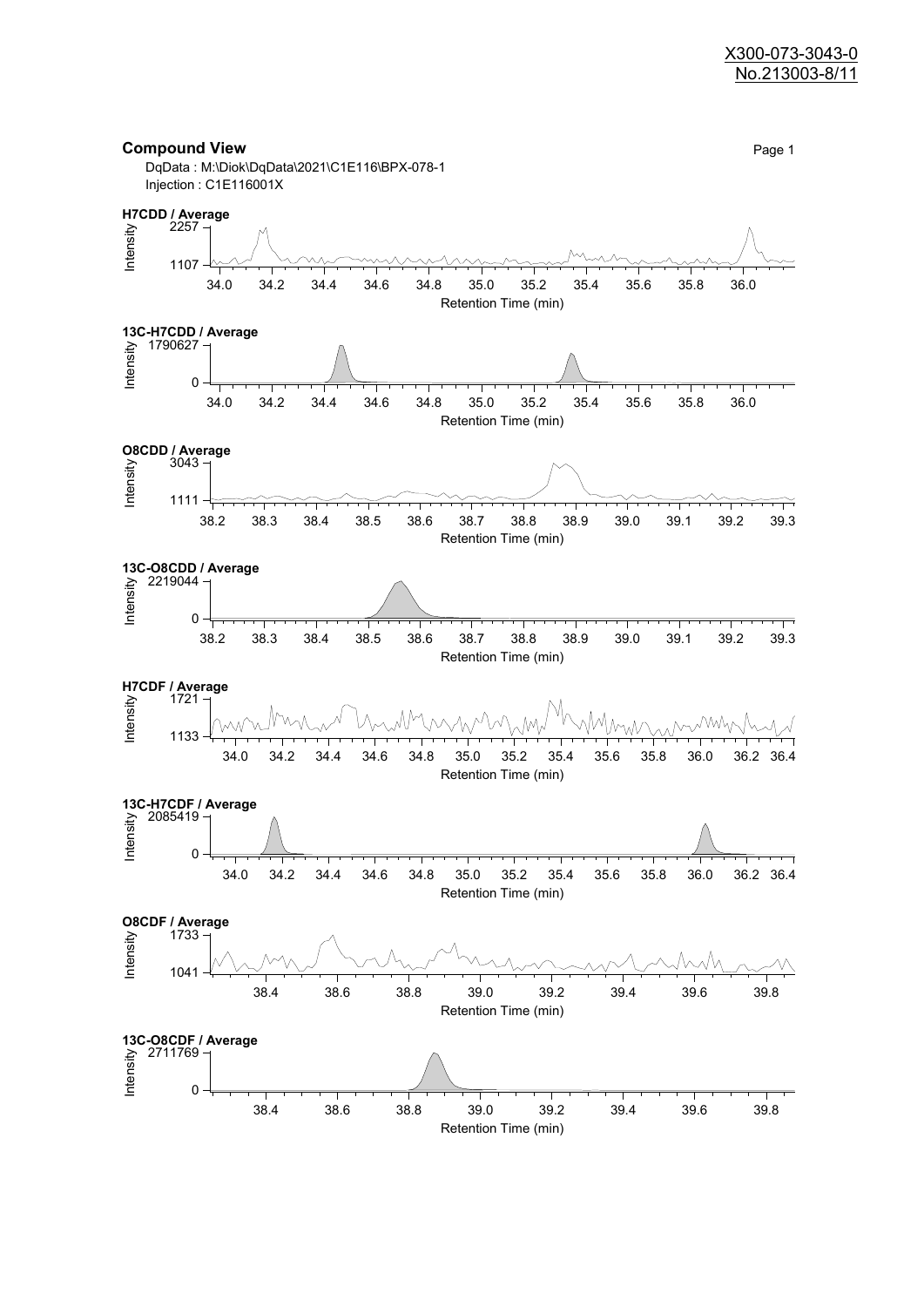## Compound View

DqData : M:\Diok\DqData\2021\C1E116\BPX-078-1
Injection : C1E116001X

**H7CDD / Average**

Intensity
2257
1107
34.0 34.2 34.4 34.6 34.8 35.0 35.2 35.4 35.6 35.8 36.0
Retention Time (min)

**13C-H7CDD / Average**

Intensity
1790627
0
34.0 34.2 34.4 34.6 34.8 35.0 35.2 35.4 35.6 35.8 36.0
Retention Time (min)

**O8CDD / Average**

Intensity
3043
1111
38.2 38.3 38.4 38.5 38.6 38.7 38.8 38.9 39.0 39.1 39.2 39.3
Retention Time (min)

**13C-O8CDD / Average**

Intensity
2219044
0
38.2 38.3 38.4 38.5 38.6 38.7 38.8 38.9 39.0 39.1 39.2 39.3
Retention Time (min)

**H7CDF / Average**

Intensity
1721
1133
34.0 34.2 34.4 34.6 34.8 35.0 35.2 35.4 35.6 35.8 36.0 36.2 36.4
Retention Time (min)

**13C-H7CDF / Average**

Intensity
2085419
0
34.0 34.2 34.4 34.6 34.8 35.0 35.2 35.4 35.6 35.8 36.0 36.2 36.4
Retention Time (min)

**O8CDF / Average**

Intensity
1733
1041
38.4 38.6 38.8 39.0 39.2 39.4 39.6 39.8
Retention Time (min)

**13C-O8CDF / Average**

Intensity
2711769
0
38.4 38.6 38.8 39.0 39.2 39.4 39.6 39.8
Retention Time (min)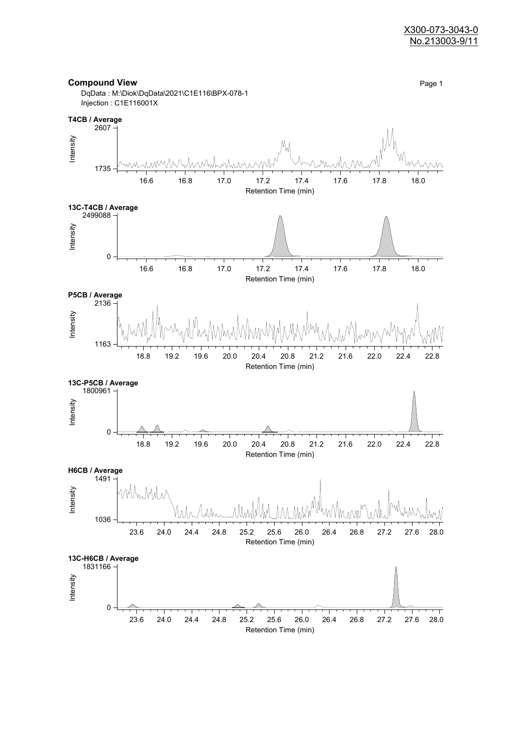## Compound View

DqData : M:\Diok\DqData\2021\C1E116\BPX-078-1
Injection : C1E116001X

**T4CB / Average**

Intensity: 1735 – 2607
Retention Time (min): 16.6, 16.8, 17.0, 17.2, 17.4, 17.6, 17.8, 18.0

**13C-T4CB / Average**

Intensity: 0 – 2499088
Retention Time (min): 16.6, 16.8, 17.0, 17.2, 17.4, 17.6, 17.8, 18.0

**P5CB / Average**

Intensity: 1163 – 2136
Retention Time (min): 18.8, 19.2, 19.6, 20.0, 20.4, 20.8, 21.2, 21.6, 22.0, 22.4, 22.8

**13C-P5CB / Average**

Intensity: 0 – 1800961
Retention Time (min): 18.8, 19.2, 19.6, 20.0, 20.4, 20.8, 21.2, 21.6, 22.0, 22.4, 22.8

**H6CB / Average**

Intensity: 1036 – 1491
Retention Time (min): 23.6, 24.0, 24.4, 24.8, 25.2, 25.6, 26.0, 26.4, 26.8, 27.2, 27.6, 28.0

**13C-H6CB / Average**

Intensity: 0 – 1831166
Retention Time (min): 23.6, 24.0, 24.4, 24.8, 25.2, 25.6, 26.0, 26.4, 26.8, 27.2, 27.6, 28.0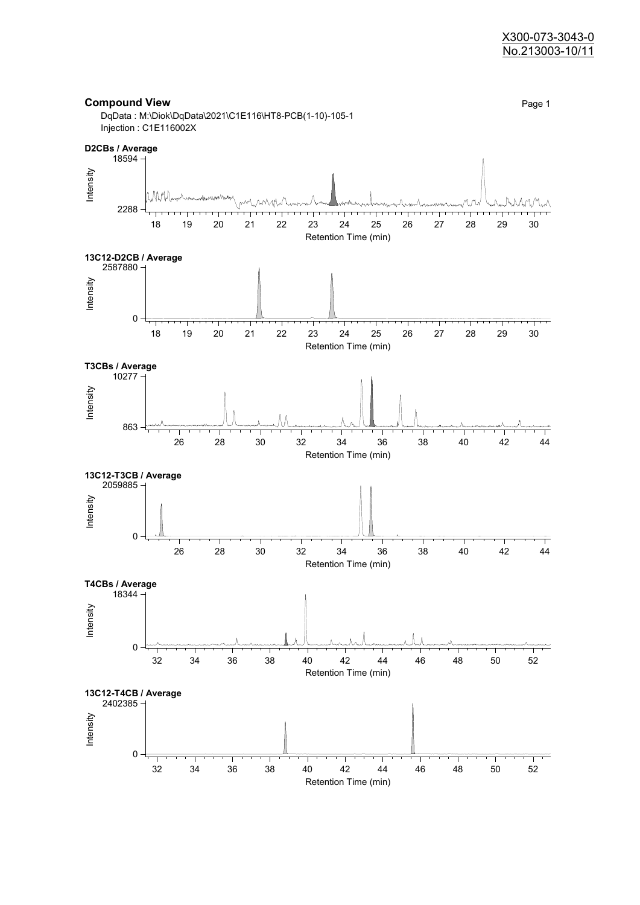X300-073-3043-0
No.213003-10/11

## Compound View

DqData : M:\Diok\DqData\2021\C1E116\HT8-PCB(1-10)-105-1
Injection : C1E116002X

**D2CBs / Average**

18594
2288
Intensity
18 19 20 21 22 23 24 25 26 27 28 29 30
Retention Time (min)

**13C12-D2CB / Average**

2587880
0
Intensity
18 19 20 21 22 23 24 25 26 27 28 29 30
Retention Time (min)

**T3CBs / Average**

10277
863
Intensity
26 28 30 32 34 36 38 40 42 44
Retention Time (min)

**13C12-T3CB / Average**

2059885
0
Intensity
26 28 30 32 34 36 38 40 42 44
Retention Time (min)

**T4CBs / Average**

18344
0
Intensity
32 34 36 38 40 42 44 46 48 50 52
Retention Time (min)

**13C12-T4CB / Average**

2402385
0
Intensity
32 34 36 38 40 42 44 46 48 50 52
Retention Time (min)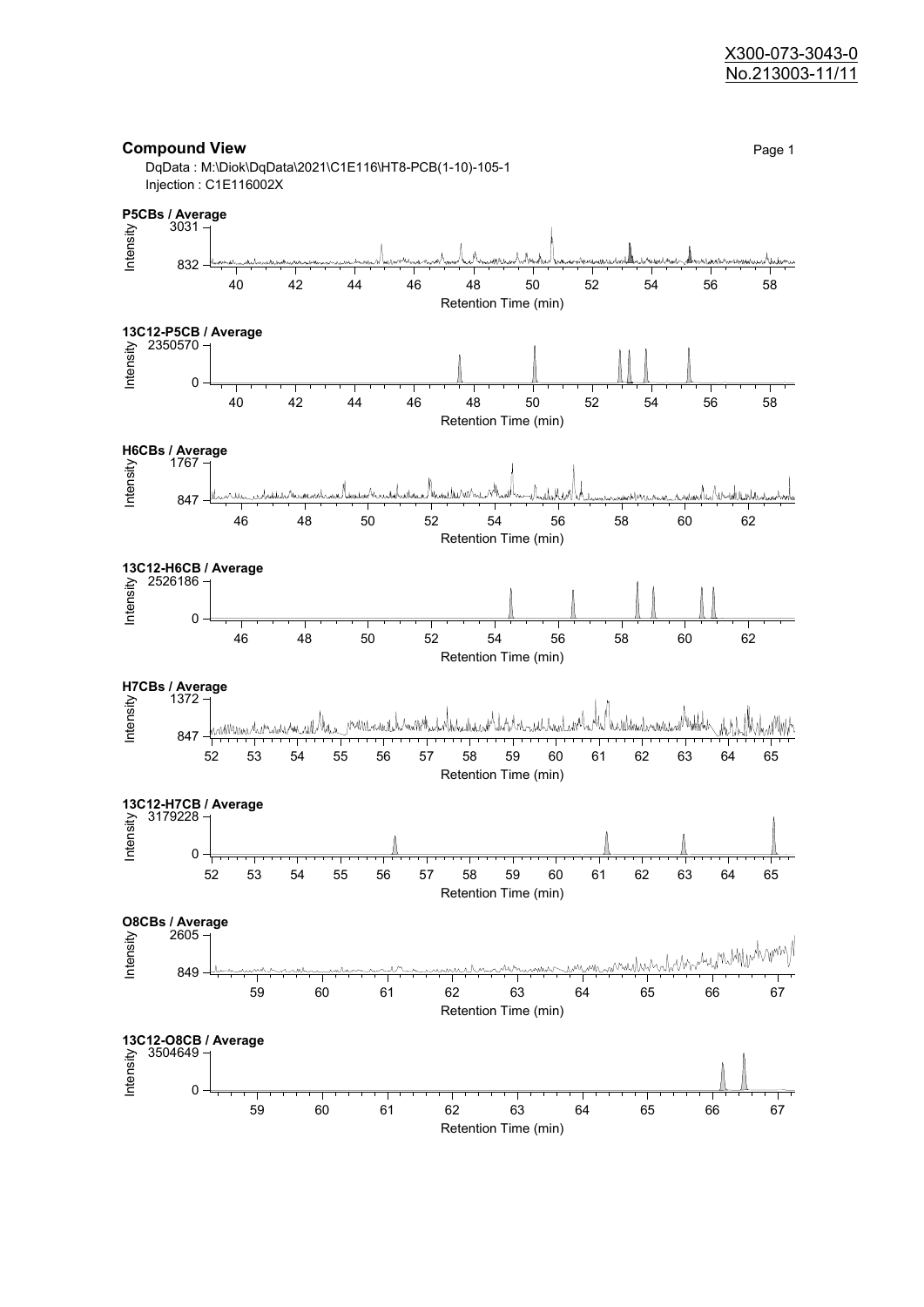X300-073-3043-0
No.213003-11/11

## Compound View

Page 1

DqData : M:\Diok\DqData\2021\C1E116\HT8-PCB(1-10)-105-1
Injection : C1E116002X

**P5CBs / Average**

Intensity
3031
832
40 42 44 46 48 50 52 54 56 58
Retention Time (min)

**13C12-P5CB / Average**

Intensity
2350570
0
40 42 44 46 48 50 52 54 56 58
Retention Time (min)

**H6CBs / Average**

Intensity
1767
847
46 48 50 52 54 56 58 60 62
Retention Time (min)

**13C12-H6CB / Average**

Intensity
2526186
0
46 48 50 52 54 56 58 60 62
Retention Time (min)

**H7CBs / Average**

Intensity
1372
847
52 53 54 55 56 57 58 59 60 61 62 63 64 65
Retention Time (min)

**13C12-H7CB / Average**

Intensity
3179228
0
52 53 54 55 56 57 58 59 60 61 62 63 64 65
Retention Time (min)

**O8CBs / Average**

Intensity
2605
849
59 60 61 62 63 64 65 66 67
Retention Time (min)

**13C12-O8CB / Average**

Intensity
3504649
0
59 60 61 62 63 64 65 66 67
Retention Time (min)